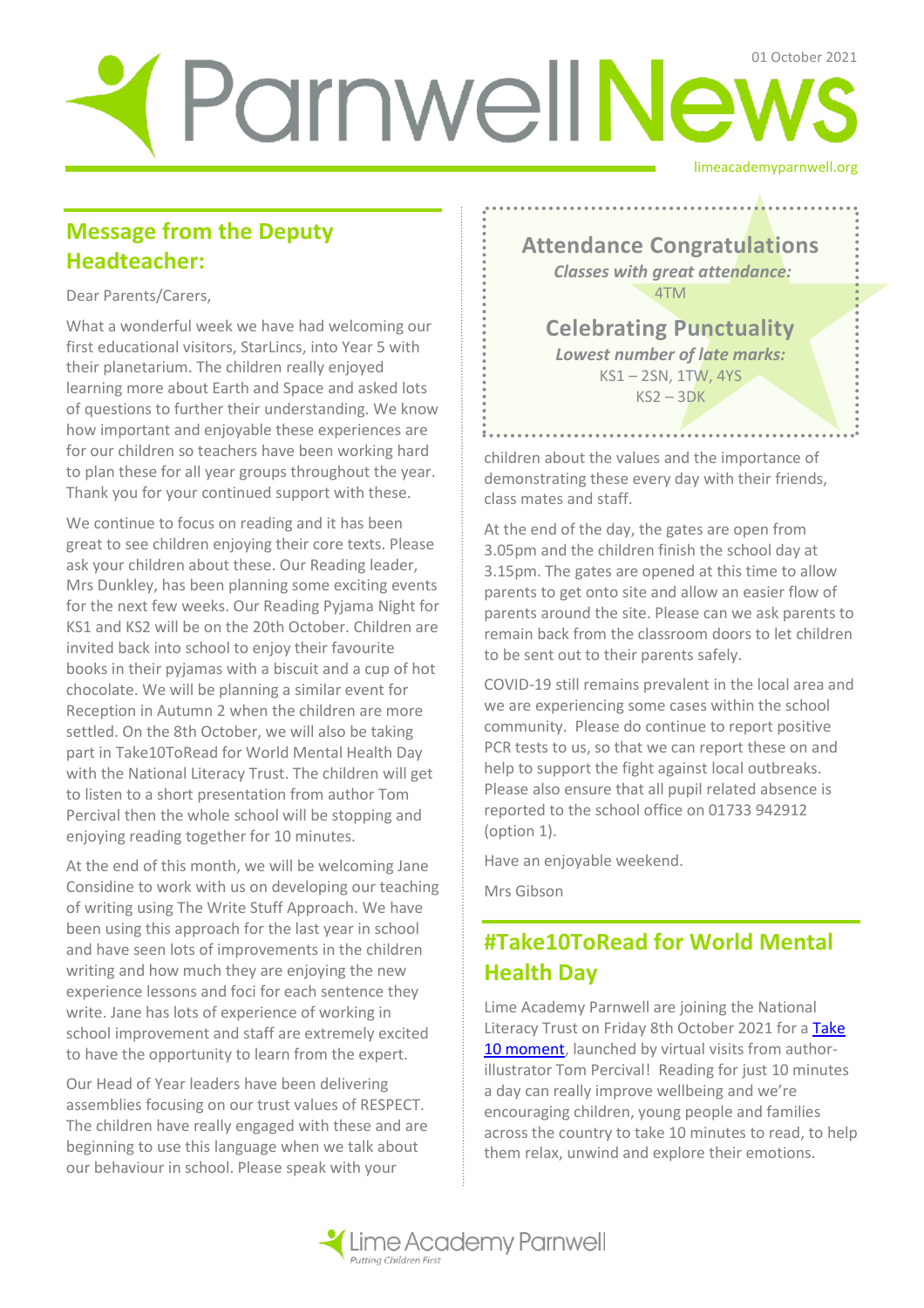# Parnwell News

01 October 2021

limeacademyparnwell.org

## Message from the Deputy Headteacher:

Dear Parents/Carers,

What a wonderful week we have had welcoming our first educational visitors, StarLincs, into Year 5 with their planetarium. The children really enjoyed learning more about Earth and Space and asked lots of questions to further their understanding. We know how important and enjoyable these experiences are for our children so teachers have been working hard to plan these for all year groups throughout the year. Thank you for your continued support with these.

We continue to focus on reading and it has been great to see children enjoying their core texts. Please ask your children about these. Our Reading leader, Mrs Dunkley, has been planning some exciting events for the next few weeks. Our Reading Pyjama Night for KS1 and KS2 will be on the 20th October. Children are invited back into school to enjoy their favourite books in their pyjamas with a biscuit and a cup of hot chocolate. We will be planning a similar event for Reception in Autumn 2 when the children are more settled. On the 8th October, we will also be taking part in Take10ToRead for World Mental Health Day with the National Literacy Trust. The children will get to listen to a short presentation from author Tom Percival then the whole school will be stopping and enjoying reading together for 10 minutes.

At the end of this month, we will be welcoming Jane Considine to work with us on developing our teaching of writing using The Write Stuff Approach. We have been using this approach for the last year in school and have seen lots of improvements in the children writing and how much they are enjoying the new experience lessons and foci for each sentence they write. Jane has lots of experience of working in school improvement and staff are extremely excited to have the opportunity to learn from the expert.

Our Head of Year leaders have been delivering assemblies focusing on our trust values of RESPECT. The children have really engaged with these and are beginning to use this language when we talk about our behaviour in school. Please speak with your children about the values and the importance of demonstrating these every day with their friends, class mates and staff.

At the end of the day, the gates are open from 3.05pm and the children finish the school day at 3.15pm. The gates are opened at this time to allow parents to get onto site and allow an easier flow of parents around the site. Please can we ask parents to remain back from the classroom doors to let children to be sent out to their parents safely.

COVID-19 still remains prevalent in the local area and we are experiencing some cases within the school community. Please do continue to report positive PCR tests to us, so that we can report these on and help to support the fight against local outbreaks. Please also ensure that all pupil related absence is reported to the school office on 01733 942912 (option 1).

Have an enjoyable weekend.

Mrs Gibson

### Attendance Congratulations

*Classes with great attendance:*

4TM

### Celebrating Punctuality

*Lowest number of late marks:*

KS1 – 2SN, 1TW, 4YS

KS2 – 3DK

## #Take10ToRead for World Mental Health Day

Lime Academy Parnwell are joining the National Literacy Trust on Friday 8th October 2021 for a [Take 10 moment](), launched by virtual visits from author-illustrator Tom Percival! Reading for just 10 minutes a day can really improve wellbeing and we're encouraging children, young people and families across the country to take 10 minutes to read, to help them relax, unwind and explore their emotions.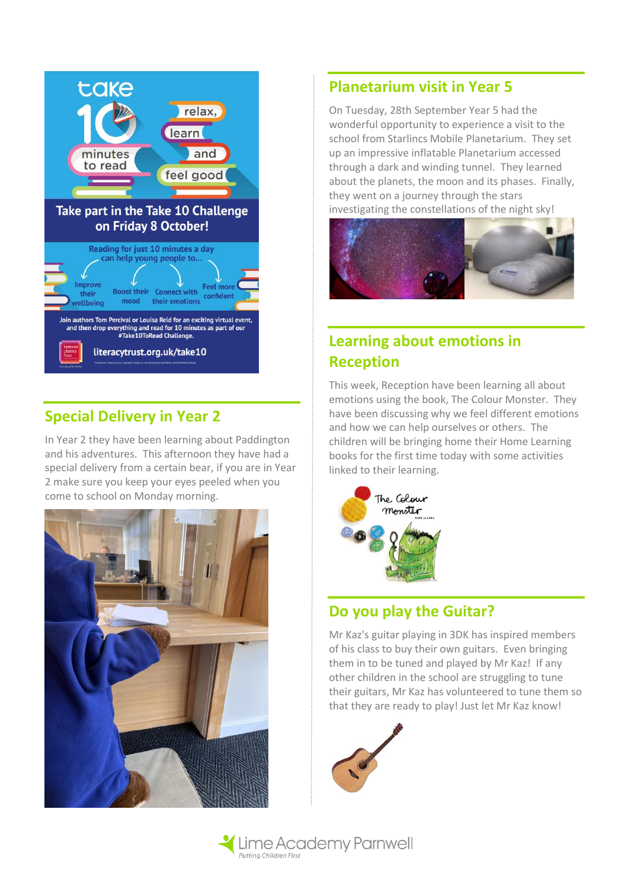take 10 minutes to read

relax, learn and feel good

**Take part in the Take 10 Challenge on Friday 8 October!**

Reading for just 10 minutes a day can help young people to...

- Improve their wellbeing
- Boost their mood
- Connect with their emotions
- Feel more confident

Join authors Tom Percival or Louisa Reid for an exciting virtual event, and then drop everything and read for 10 minutes as part of our #Take10ToRead Challenge.

literacytrust.org.uk/take10

## Special Delivery in Year 2

In Year 2 they have been learning about Paddington and his adventures. This afternoon they have had a special delivery from a certain bear, if you are in Year 2 make sure you keep your eyes peeled when you come to school on Monday morning.

## Planetarium visit in Year 5

On Tuesday, 28th September Year 5 had the wonderful opportunity to experience a visit to the school from Starlincs Mobile Planetarium. They set up an impressive inflatable Planetarium accessed through a dark and winding tunnel. They learned about the planets, the moon and its phases. Finally, they went on a journey through the stars investigating the constellations of the night sky!

## Learning about emotions in Reception

This week, Reception have been learning all about emotions using the book, The Colour Monster. They have been discussing why we feel different emotions and how we can help ourselves or others. The children will be bringing home their Home Learning books for the first time today with some activities linked to their learning.

## Do you play the Guitar?

Mr Kaz's guitar playing in 3DK has inspired members of his class to buy their own guitars. Even bringing them in to be tuned and played by Mr Kaz! If any other children in the school are struggling to tune their guitars, Mr Kaz has volunteered to tune them so that they are ready to play! Just let Mr Kaz know!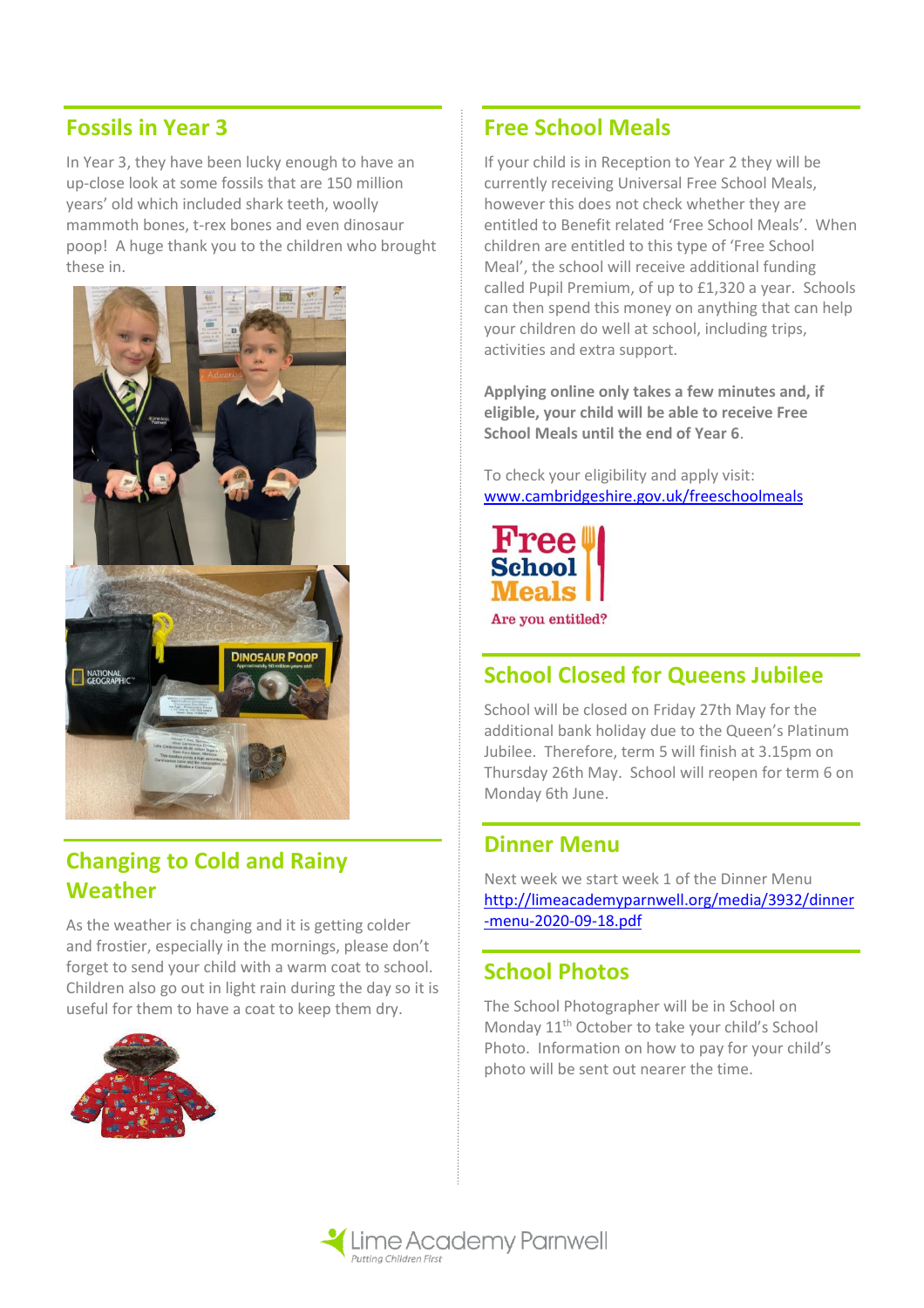## Fossils in Year 3

In Year 3, they have been lucky enough to have an up-close look at some fossils that are 150 million years' old which included shark teeth, woolly mammoth bones, t-rex bones and even dinosaur poop! A huge thank you to the children who brought these in.

## Changing to Cold and Rainy Weather

As the weather is changing and it is getting colder and frostier, especially in the mornings, please don't forget to send your child with a warm coat to school. Children also go out in light rain during the day so it is useful for them to have a coat to keep them dry.

## Free School Meals

If your child is in Reception to Year 2 they will be currently receiving Universal Free School Meals, however this does not check whether they are entitled to Benefit related 'Free School Meals'. When children are entitled to this type of 'Free School Meal', the school will receive additional funding called Pupil Premium, of up to £1,320 a year. Schools can then spend this money on anything that can help your children do well at school, including trips, activities and extra support.

**Applying online only takes a few minutes and, if eligible, your child will be able to receive Free School Meals until the end of Year 6.**

To check your eligibility and apply visit:
www.cambridgeshire.gov.uk/freeschoolmeals

Free School Meals
Are you entitled?

## School Closed for Queens Jubilee

School will be closed on Friday 27th May for the additional bank holiday due to the Queen's Platinum Jubilee. Therefore, term 5 will finish at 3.15pm on Thursday 26th May. School will reopen for term 6 on Monday 6th June.

## Dinner Menu

Next week we start week 1 of the Dinner Menu
http://limeacademyparnwell.org/media/3932/dinner-menu-2020-09-18.pdf

## School Photos

The School Photographer will be in School on Monday 11th October to take your child's School Photo. Information on how to pay for your child's photo will be sent out nearer the time.